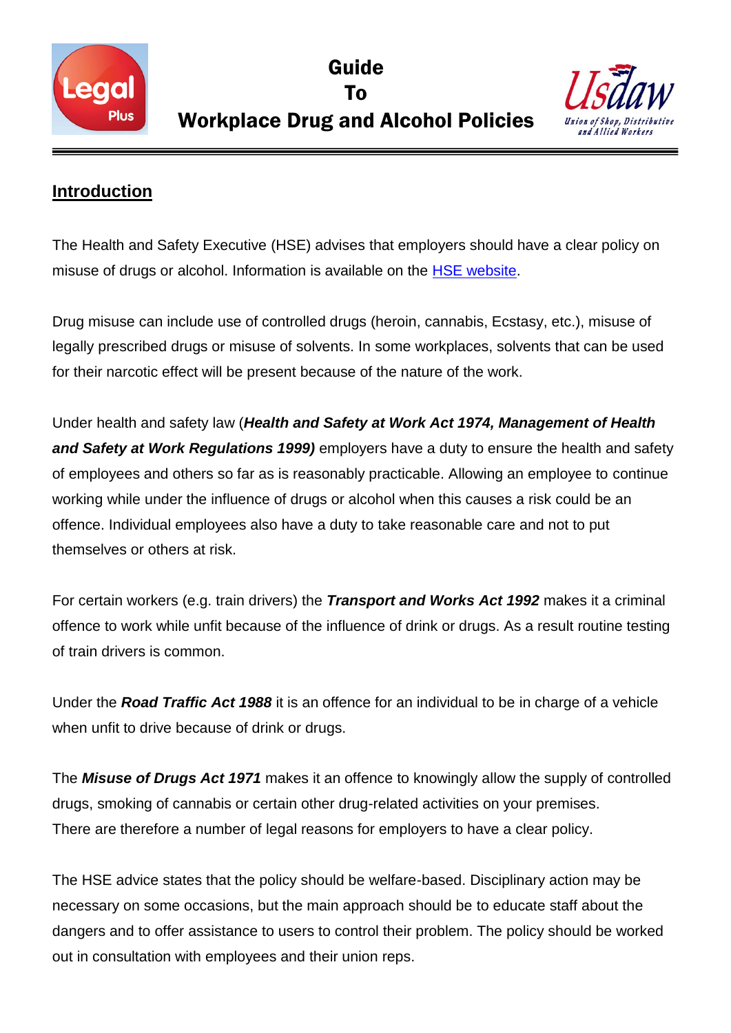# Guide To Workplace Drug and Alcohol Policies

## Introduction

The Health and Safety Executive (HSE) advises that employers should have a clear policy on misuse of drugs or alcohol. Information is available on the HSE website.

Drug misuse can include use of controlled drugs (heroin, cannabis, Ecstasy, etc.), misuse of legally prescribed drugs or misuse of solvents. In some workplaces, solvents that can be used for their narcotic effect will be present because of the nature of the work.

Under health and safety law (***Health and Safety at Work Act 1974, Management of Health and Safety at Work Regulations 1999)*** employers have a duty to ensure the health and safety of employees and others so far as is reasonably practicable. Allowing an employee to continue working while under the influence of drugs or alcohol when this causes a risk could be an offence. Individual employees also have a duty to take reasonable care and not to put themselves or others at risk.

For certain workers (e.g. train drivers) the ***Transport and Works Act 1992*** makes it a criminal offence to work while unfit because of the influence of drink or drugs. As a result routine testing of train drivers is common.

Under the ***Road Traffic Act 1988*** it is an offence for an individual to be in charge of a vehicle when unfit to drive because of drink or drugs.

The ***Misuse of Drugs Act 1971*** makes it an offence to knowingly allow the supply of controlled drugs, smoking of cannabis or certain other drug-related activities on your premises. There are therefore a number of legal reasons for employers to have a clear policy.

The HSE advice states that the policy should be welfare-based. Disciplinary action may be necessary on some occasions, but the main approach should be to educate staff about the dangers and to offer assistance to users to control their problem. The policy should be worked out in consultation with employees and their union reps.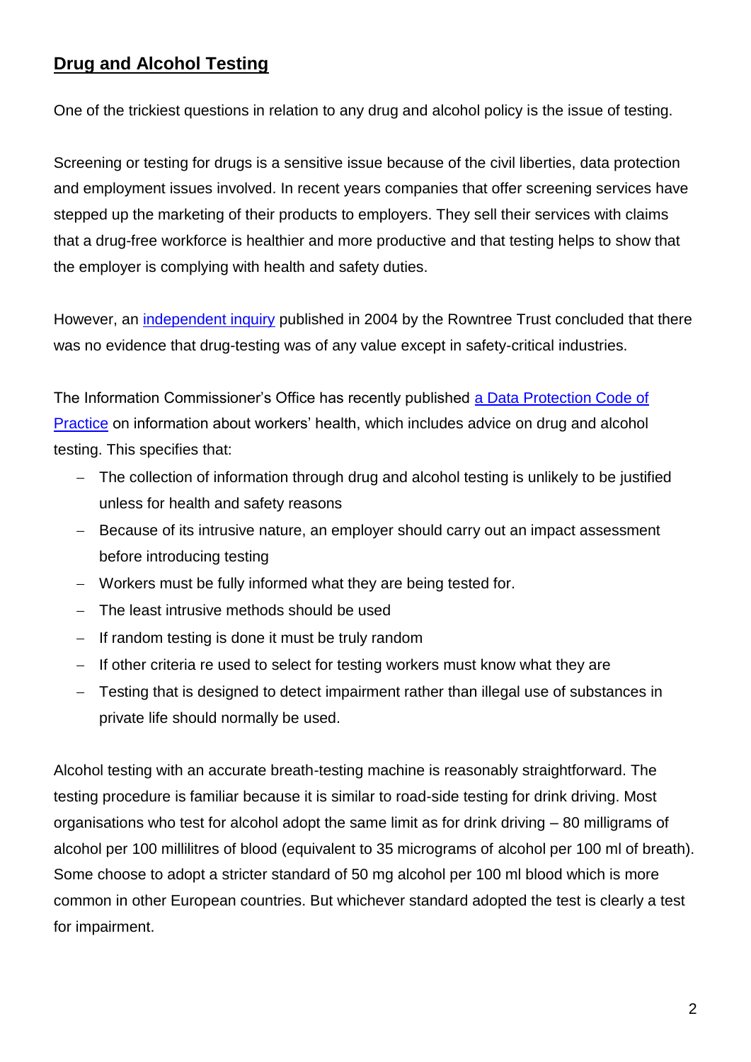## Drug and Alcohol Testing

One of the trickiest questions in relation to any drug and alcohol policy is the issue of testing.

Screening or testing for drugs is a sensitive issue because of the civil liberties, data protection and employment issues involved. In recent years companies that offer screening services have stepped up the marketing of their products to employers. They sell their services with claims that a drug-free workforce is healthier and more productive and that testing helps to show that the employer is complying with health and safety duties.

However, an independent inquiry published in 2004 by the Rowntree Trust concluded that there was no evidence that drug-testing was of any value except in safety-critical industries.

The Information Commissioner's Office has recently published a Data Protection Code of Practice on information about workers' health, which includes advice on drug and alcohol testing. This specifies that:

- The collection of information through drug and alcohol testing is unlikely to be justified unless for health and safety reasons
- Because of its intrusive nature, an employer should carry out an impact assessment before introducing testing
- Workers must be fully informed what they are being tested for.
- The least intrusive methods should be used
- If random testing is done it must be truly random
- If other criteria re used to select for testing workers must know what they are
- Testing that is designed to detect impairment rather than illegal use of substances in private life should normally be used.

Alcohol testing with an accurate breath-testing machine is reasonably straightforward. The testing procedure is familiar because it is similar to road-side testing for drink driving. Most organisations who test for alcohol adopt the same limit as for drink driving – 80 milligrams of alcohol per 100 millilitres of blood (equivalent to 35 micrograms of alcohol per 100 ml of breath). Some choose to adopt a stricter standard of 50 mg alcohol per 100 ml blood which is more common in other European countries. But whichever standard adopted the test is clearly a test for impairment.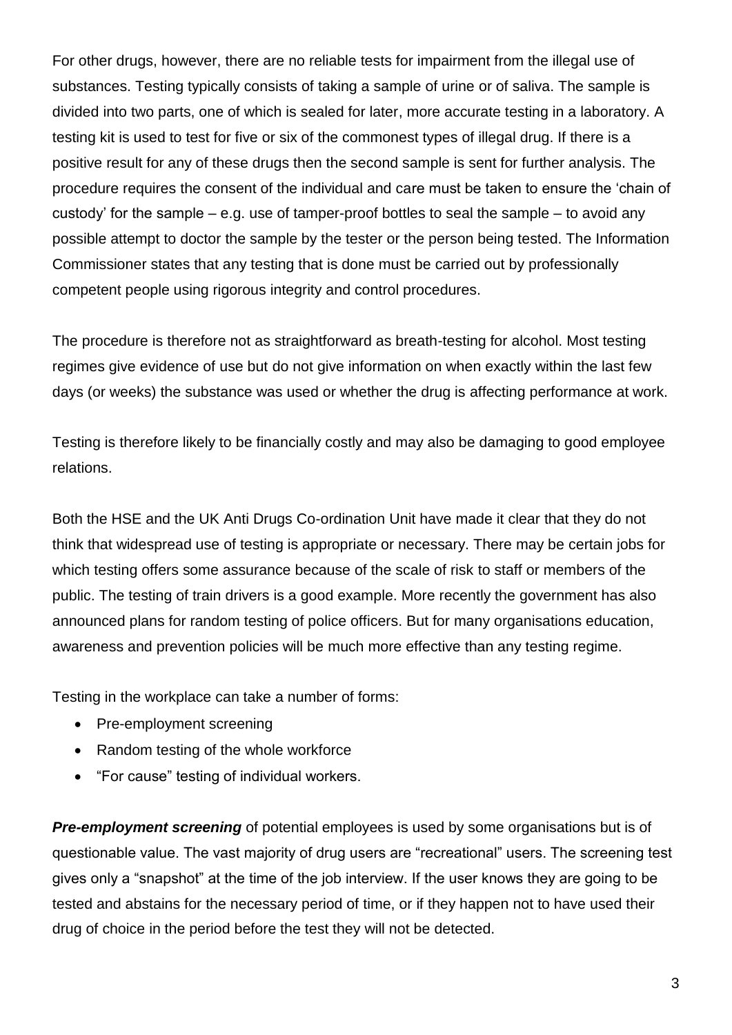For other drugs, however, there are no reliable tests for impairment from the illegal use of substances. Testing typically consists of taking a sample of urine or of saliva. The sample is divided into two parts, one of which is sealed for later, more accurate testing in a laboratory. A testing kit is used to test for five or six of the commonest types of illegal drug. If there is a positive result for any of these drugs then the second sample is sent for further analysis. The procedure requires the consent of the individual and care must be taken to ensure the 'chain of custody' for the sample – e.g. use of tamper-proof bottles to seal the sample – to avoid any possible attempt to doctor the sample by the tester or the person being tested. The Information Commissioner states that any testing that is done must be carried out by professionally competent people using rigorous integrity and control procedures.

The procedure is therefore not as straightforward as breath-testing for alcohol. Most testing regimes give evidence of use but do not give information on when exactly within the last few days (or weeks) the substance was used or whether the drug is affecting performance at work.

Testing is therefore likely to be financially costly and may also be damaging to good employee relations.

Both the HSE and the UK Anti Drugs Co-ordination Unit have made it clear that they do not think that widespread use of testing is appropriate or necessary. There may be certain jobs for which testing offers some assurance because of the scale of risk to staff or members of the public. The testing of train drivers is a good example. More recently the government has also announced plans for random testing of police officers. But for many organisations education, awareness and prevention policies will be much more effective than any testing regime.

Testing in the workplace can take a number of forms:

- Pre-employment screening
- Random testing of the whole workforce
- "For cause" testing of individual workers.

***Pre-employment screening*** of potential employees is used by some organisations but is of questionable value. The vast majority of drug users are "recreational" users. The screening test gives only a "snapshot" at the time of the job interview. If the user knows they are going to be tested and abstains for the necessary period of time, or if they happen not to have used their drug of choice in the period before the test they will not be detected.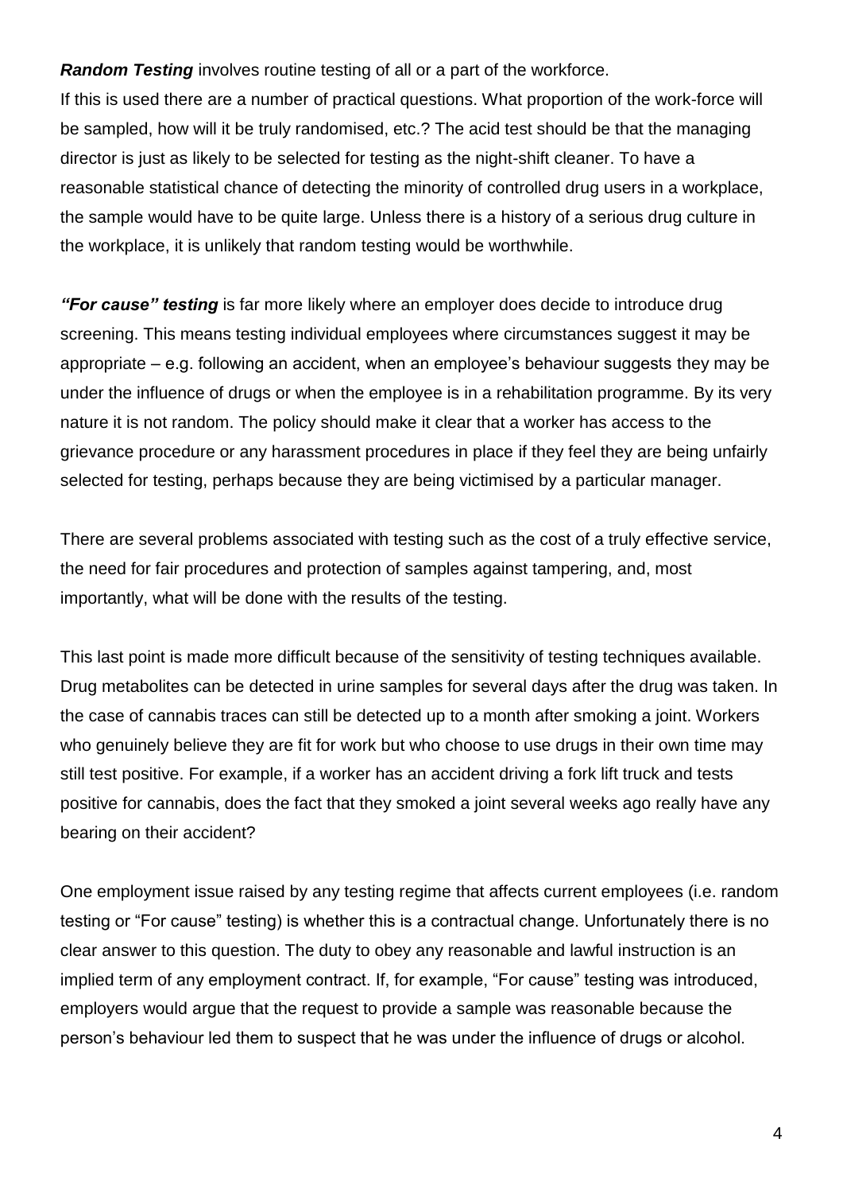***Random Testing*** involves routine testing of all or a part of the workforce.
If this is used there are a number of practical questions. What proportion of the work-force will be sampled, how will it be truly randomised, etc.? The acid test should be that the managing director is just as likely to be selected for testing as the night-shift cleaner. To have a reasonable statistical chance of detecting the minority of controlled drug users in a workplace, the sample would have to be quite large. Unless there is a history of a serious drug culture in the workplace, it is unlikely that random testing would be worthwhile.

***"For cause" testing*** is far more likely where an employer does decide to introduce drug screening. This means testing individual employees where circumstances suggest it may be appropriate – e.g. following an accident, when an employee's behaviour suggests they may be under the influence of drugs or when the employee is in a rehabilitation programme. By its very nature it is not random. The policy should make it clear that a worker has access to the grievance procedure or any harassment procedures in place if they feel they are being unfairly selected for testing, perhaps because they are being victimised by a particular manager.

There are several problems associated with testing such as the cost of a truly effective service, the need for fair procedures and protection of samples against tampering, and, most importantly, what will be done with the results of the testing.

This last point is made more difficult because of the sensitivity of testing techniques available. Drug metabolites can be detected in urine samples for several days after the drug was taken. In the case of cannabis traces can still be detected up to a month after smoking a joint. Workers who genuinely believe they are fit for work but who choose to use drugs in their own time may still test positive. For example, if a worker has an accident driving a fork lift truck and tests positive for cannabis, does the fact that they smoked a joint several weeks ago really have any bearing on their accident?

One employment issue raised by any testing regime that affects current employees (i.e. random testing or "For cause" testing) is whether this is a contractual change. Unfortunately there is no clear answer to this question. The duty to obey any reasonable and lawful instruction is an implied term of any employment contract. If, for example, "For cause" testing was introduced, employers would argue that the request to provide a sample was reasonable because the person's behaviour led them to suspect that he was under the influence of drugs or alcohol.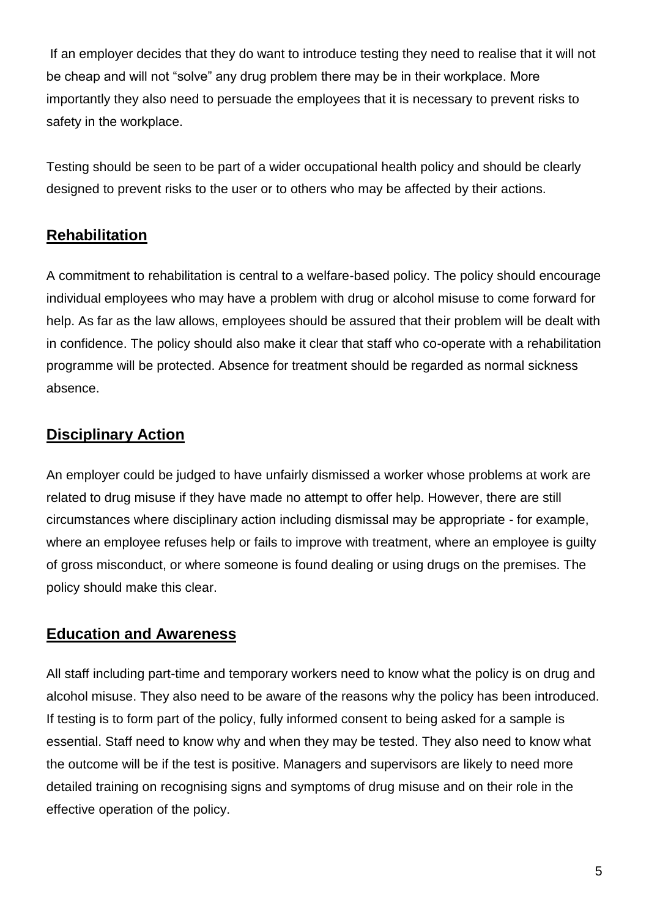If an employer decides that they do want to introduce testing they need to realise that it will not be cheap and will not "solve" any drug problem there may be in their workplace. More importantly they also need to persuade the employees that it is necessary to prevent risks to safety in the workplace.

Testing should be seen to be part of a wider occupational health policy and should be clearly designed to prevent risks to the user or to others who may be affected by their actions.

## Rehabilitation

A commitment to rehabilitation is central to a welfare-based policy. The policy should encourage individual employees who may have a problem with drug or alcohol misuse to come forward for help. As far as the law allows, employees should be assured that their problem will be dealt with in confidence. The policy should also make it clear that staff who co-operate with a rehabilitation programme will be protected. Absence for treatment should be regarded as normal sickness absence.

## Disciplinary Action

An employer could be judged to have unfairly dismissed a worker whose problems at work are related to drug misuse if they have made no attempt to offer help. However, there are still circumstances where disciplinary action including dismissal may be appropriate - for example, where an employee refuses help or fails to improve with treatment, where an employee is guilty of gross misconduct, or where someone is found dealing or using drugs on the premises. The policy should make this clear.

## Education and Awareness

All staff including part-time and temporary workers need to know what the policy is on drug and alcohol misuse. They also need to be aware of the reasons why the policy has been introduced. If testing is to form part of the policy, fully informed consent to being asked for a sample is essential. Staff need to know why and when they may be tested. They also need to know what the outcome will be if the test is positive. Managers and supervisors are likely to need more detailed training on recognising signs and symptoms of drug misuse and on their role in the effective operation of the policy.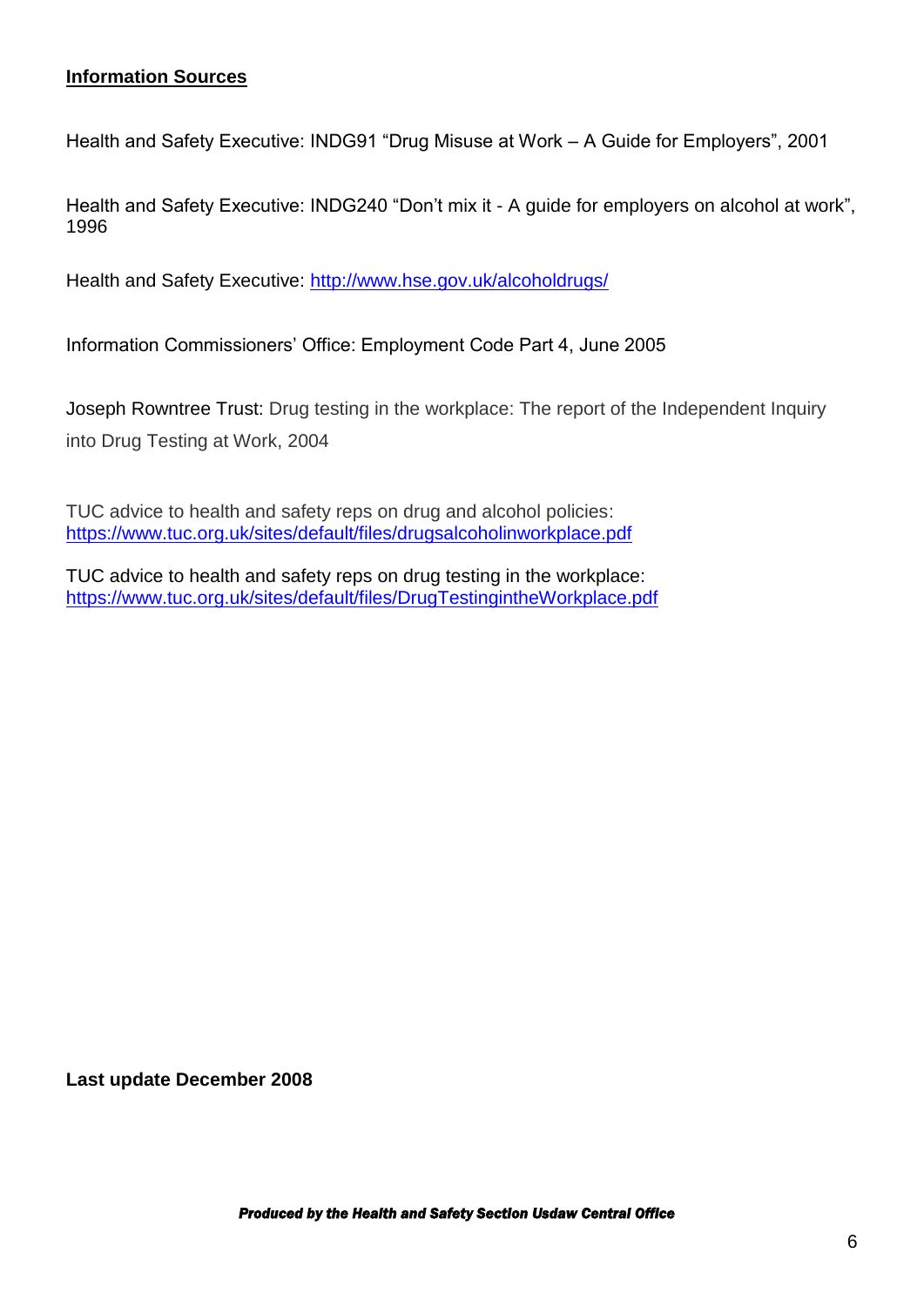## **Information Sources**

Health and Safety Executive: INDG91 "Drug Misuse at Work – A Guide for Employers", 2001

Health and Safety Executive: INDG240 "Don't mix it - A guide for employers on alcohol at work", 1996

Health and Safety Executive: http://www.hse.gov.uk/alcoholdrugs/

Information Commissioners' Office: Employment Code Part 4, June 2005

Joseph Rowntree Trust: Drug testing in the workplace: The report of the Independent Inquiry into Drug Testing at Work, 2004

TUC advice to health and safety reps on drug and alcohol policies: https://www.tuc.org.uk/sites/default/files/drugsalcoholinworkplace.pdf

TUC advice to health and safety reps on drug testing in the workplace: https://www.tuc.org.uk/sites/default/files/DrugTestingintheWorkplace.pdf

**Last update December 2008**

***Produced by the Health and Safety Section Usdaw Central Office***